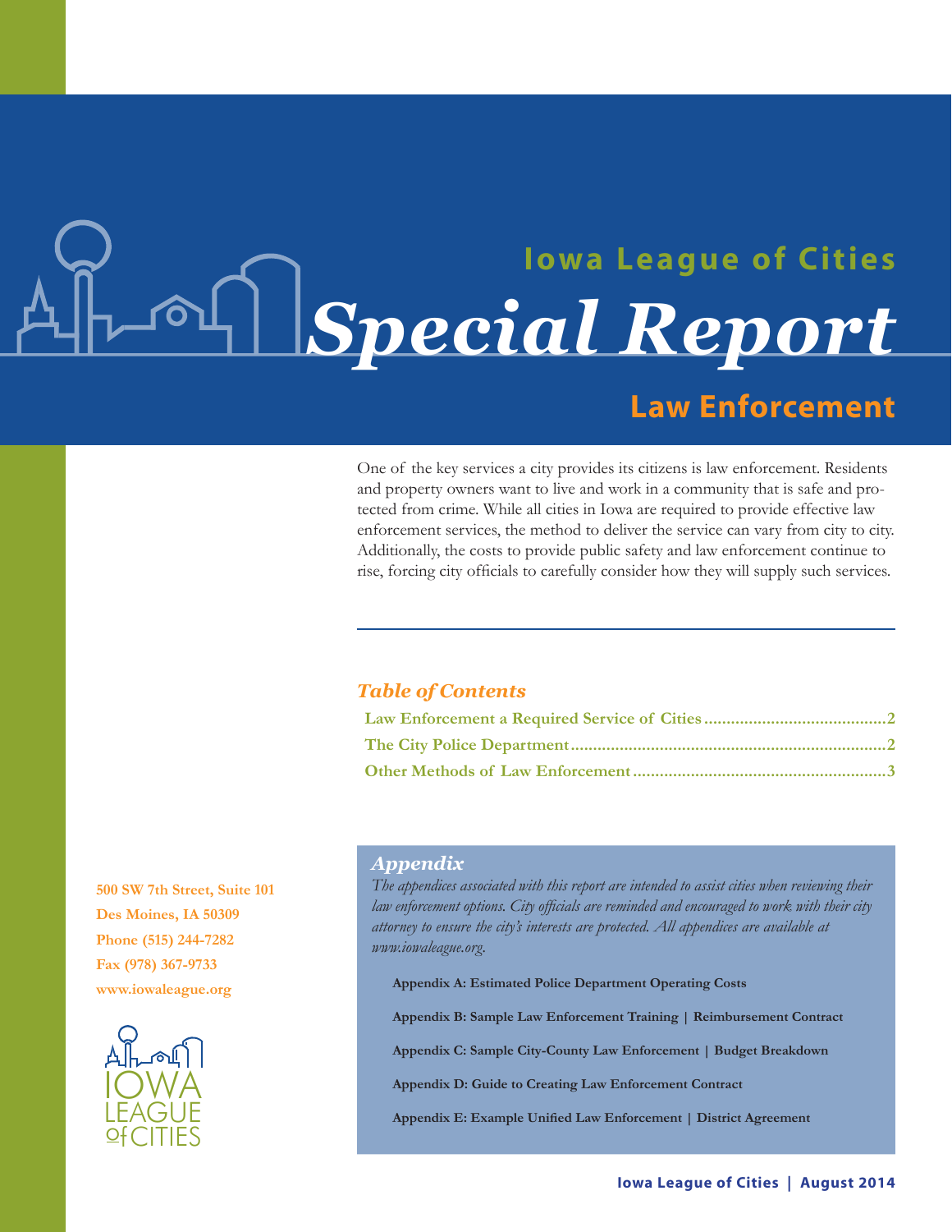## Iowa League of Cities

# Special Report

## Law Enforcement

One of the key services a city provides its citizens is law enforcement. Residents and property owners want to live and work in a community that is safe and protected from crime. While all cities in Iowa are required to provide effective law enforcement services, the method to deliver the service can vary from city to city. Additionally, the costs to provide public safety and law enforcement continue to rise, forcing city officials to carefully consider how they will supply such services.

### *Table of Contents*

**Law Enforcement a Required Service of Cities........................................2**

**The City Police Department......................................................................2**

**Other Methods of Law Enforcement........................................................3**

### *Appendix*

*The appendices associated with this report are intended to assist cities when reviewing their law enforcement options. City officials are reminded and encouraged to work with their city attorney to ensure the city's interests are protected. All appendices are available at www.iowaleague.org.*

**Appendix A: Estimated Police Department Operating Costs**

**Appendix B: Sample Law Enforcement Training | Reimbursement Contract**

**Appendix C: Sample City-County Law Enforcement | Budget Breakdown**

**Appendix D: Guide to Creating Law Enforcement Contract**

**Appendix E: Example Unified Law Enforcement | District Agreement**

**500 SW 7th Street, Suite 101**
**Des Moines, IA 50309**
**Phone (515) 244-7282**
**Fax (978) 367-9733**
**www.iowaleague.org**

IOWA LEAGUE of CITIES

**Iowa League of Cities | August 2014**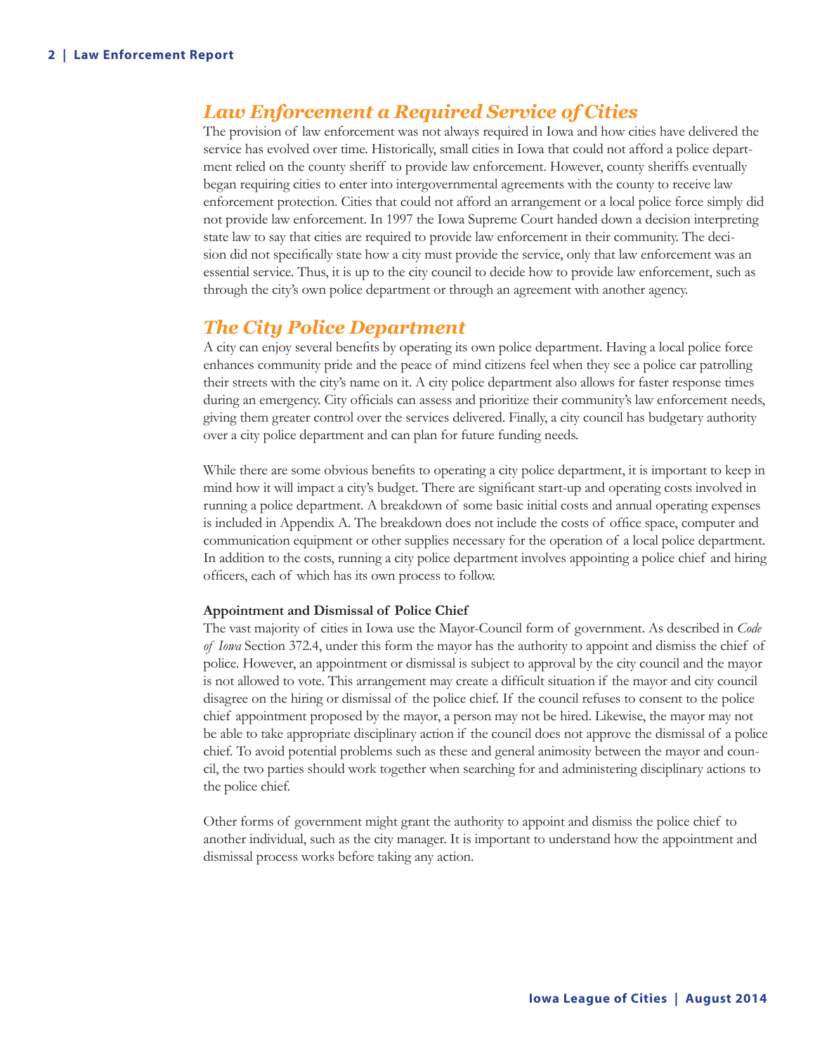## *Law Enforcement a Required Service of Cities*

The provision of law enforcement was not always required in Iowa and how cities have delivered the service has evolved over time. Historically, small cities in Iowa that could not afford a police department relied on the county sheriff to provide law enforcement. However, county sheriffs eventually began requiring cities to enter into intergovernmental agreements with the county to receive law enforcement protection. Cities that could not afford an arrangement or a local police force simply did not provide law enforcement. In 1997 the Iowa Supreme Court handed down a decision interpreting state law to say that cities are required to provide law enforcement in their community. The decision did not specifically state how a city must provide the service, only that law enforcement was an essential service. Thus, it is up to the city council to decide how to provide law enforcement, such as through the city's own police department or through an agreement with another agency.

## *The City Police Department*

A city can enjoy several benefits by operating its own police department. Having a local police force enhances community pride and the peace of mind citizens feel when they see a police car patrolling their streets with the city's name on it. A city police department also allows for faster response times during an emergency. City officials can assess and prioritize their community's law enforcement needs, giving them greater control over the services delivered. Finally, a city council has budgetary authority over a city police department and can plan for future funding needs.

While there are some obvious benefits to operating a city police department, it is important to keep in mind how it will impact a city's budget. There are significant start-up and operating costs involved in running a police department. A breakdown of some basic initial costs and annual operating expenses is included in Appendix A. The breakdown does not include the costs of office space, computer and communication equipment or other supplies necessary for the operation of a local police department. In addition to the costs, running a city police department involves appointing a police chief and hiring officers, each of which has its own process to follow.

### Appointment and Dismissal of Police Chief

The vast majority of cities in Iowa use the Mayor-Council form of government. As described in *Code of Iowa* Section 372.4, under this form the mayor has the authority to appoint and dismiss the chief of police. However, an appointment or dismissal is subject to approval by the city council and the mayor is not allowed to vote. This arrangement may create a difficult situation if the mayor and city council disagree on the hiring or dismissal of the police chief. If the council refuses to consent to the police chief appointment proposed by the mayor, a person may not be hired. Likewise, the mayor may not be able to take appropriate disciplinary action if the council does not approve the dismissal of a police chief. To avoid potential problems such as these and general animosity between the mayor and council, the two parties should work together when searching for and administering disciplinary actions to the police chief.

Other forms of government might grant the authority to appoint and dismiss the police chief to another individual, such as the city manager. It is important to understand how the appointment and dismissal process works before taking any action.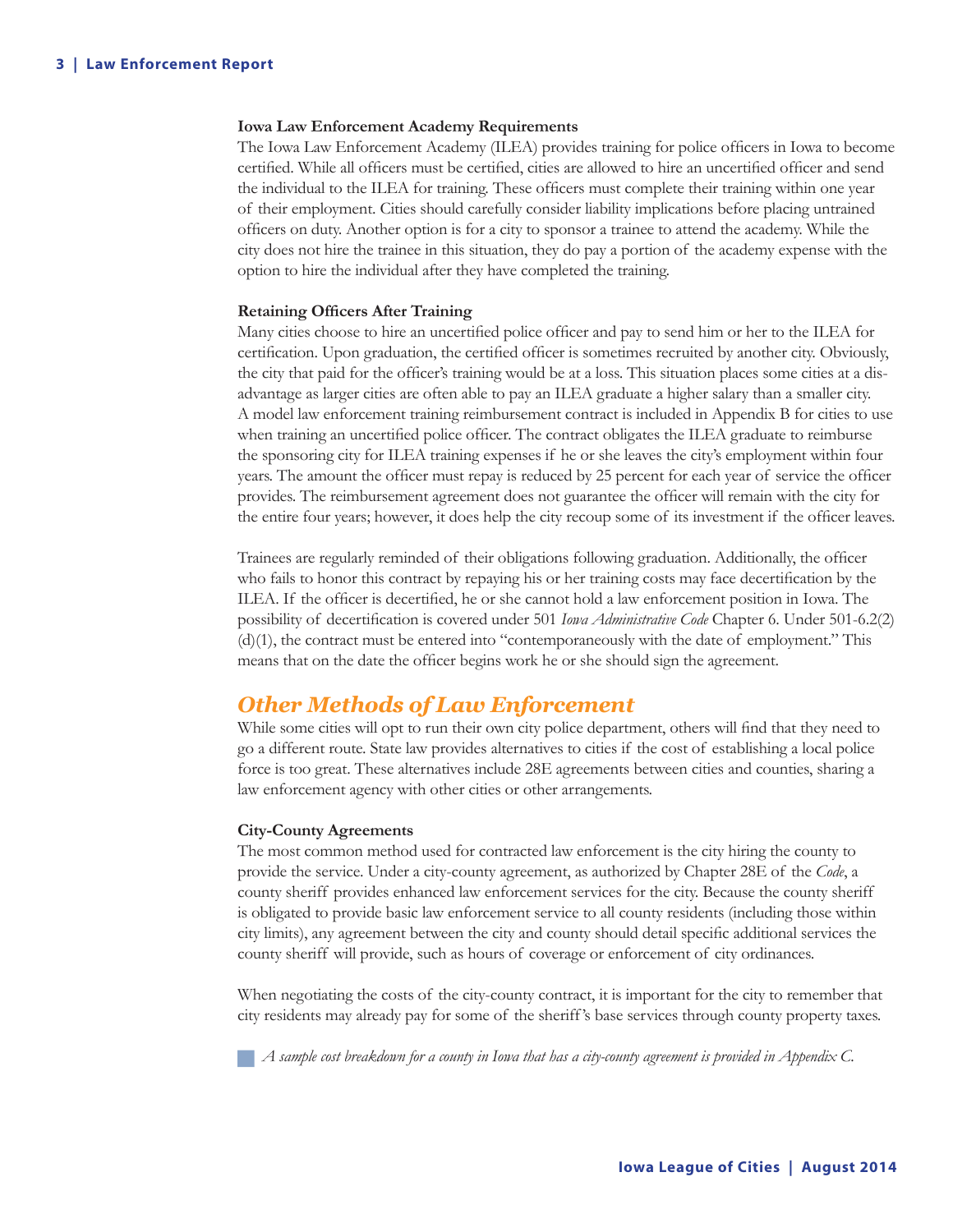**Iowa Law Enforcement Academy Requirements**

The Iowa Law Enforcement Academy (ILEA) provides training for police officers in Iowa to become certified. While all officers must be certified, cities are allowed to hire an uncertified officer and send the individual to the ILEA for training. These officers must complete their training within one year of their employment. Cities should carefully consider liability implications before placing untrained officers on duty. Another option is for a city to sponsor a trainee to attend the academy. While the city does not hire the trainee in this situation, they do pay a portion of the academy expense with the option to hire the individual after they have completed the training.

**Retaining Officers After Training**

Many cities choose to hire an uncertified police officer and pay to send him or her to the ILEA for certification. Upon graduation, the certified officer is sometimes recruited by another city. Obviously, the city that paid for the officer's training would be at a loss. This situation places some cities at a disadvantage as larger cities are often able to pay an ILEA graduate a higher salary than a smaller city. A model law enforcement training reimbursement contract is included in Appendix B for cities to use when training an uncertified police officer. The contract obligates the ILEA graduate to reimburse the sponsoring city for ILEA training expenses if he or she leaves the city's employment within four years. The amount the officer must repay is reduced by 25 percent for each year of service the officer provides. The reimbursement agreement does not guarantee the officer will remain with the city for the entire four years; however, it does help the city recoup some of its investment if the officer leaves.

Trainees are regularly reminded of their obligations following graduation. Additionally, the officer who fails to honor this contract by repaying his or her training costs may face decertification by the ILEA. If the officer is decertified, he or she cannot hold a law enforcement position in Iowa. The possibility of decertification is covered under 501 *Iowa Administrative Code* Chapter 6. Under 501-6.2(2)(d)(1), the contract must be entered into "contemporaneously with the date of employment." This means that on the date the officer begins work he or she should sign the agreement.

## *Other Methods of Law Enforcement*

While some cities will opt to run their own city police department, others will find that they need to go a different route. State law provides alternatives to cities if the cost of establishing a local police force is too great. These alternatives include 28E agreements between cities and counties, sharing a law enforcement agency with other cities or other arrangements.

**City-County Agreements**

The most common method used for contracted law enforcement is the city hiring the county to provide the service. Under a city-county agreement, as authorized by Chapter 28E of the *Code*, a county sheriff provides enhanced law enforcement services for the city. Because the county sheriff is obligated to provide basic law enforcement service to all county residents (including those within city limits), any agreement between the city and county should detail specific additional services the county sheriff will provide, such as hours of coverage or enforcement of city ordinances.

When negotiating the costs of the city-county contract, it is important for the city to remember that city residents may already pay for some of the sheriff's base services through county property taxes.

*A sample cost breakdown for a county in Iowa that has a city-county agreement is provided in Appendix C.*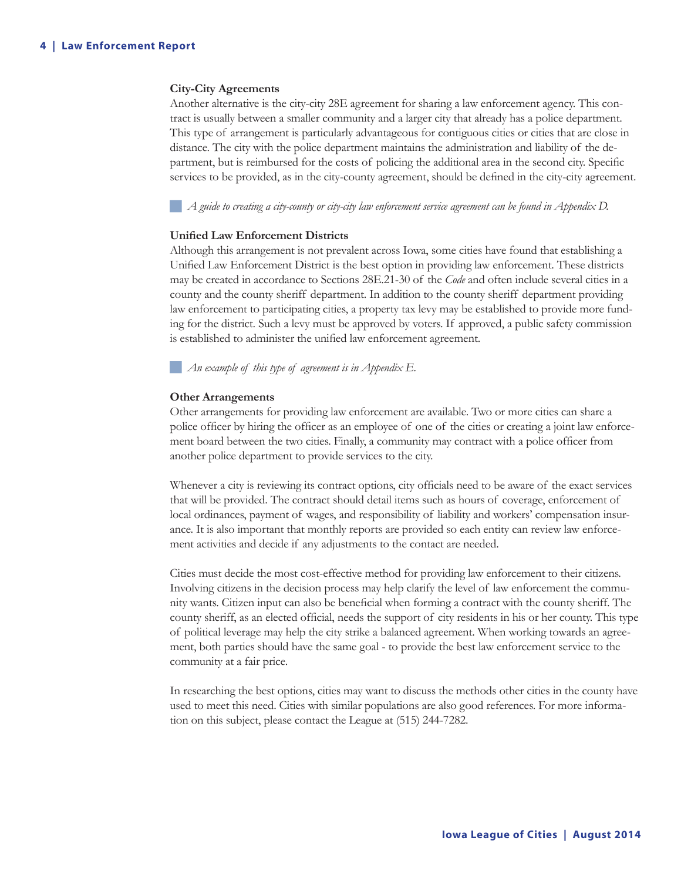**City-City Agreements**

Another alternative is the city-city 28E agreement for sharing a law enforcement agency. This contract is usually between a smaller community and a larger city that already has a police department. This type of arrangement is particularly advantageous for contiguous cities or cities that are close in distance. The city with the police department maintains the administration and liability of the department, but is reimbursed for the costs of policing the additional area in the second city. Specific services to be provided, as in the city-county agreement, should be defined in the city-city agreement.

*A guide to creating a city-county or city-city law enforcement service agreement can be found in Appendix D.*

**Unified Law Enforcement Districts**

Although this arrangement is not prevalent across Iowa, some cities have found that establishing a Unified Law Enforcement District is the best option in providing law enforcement. These districts may be created in accordance to Sections 28E.21-30 of the *Code* and often include several cities in a county and the county sheriff department. In addition to the county sheriff department providing law enforcement to participating cities, a property tax levy may be established to provide more funding for the district. Such a levy must be approved by voters. If approved, a public safety commission is established to administer the unified law enforcement agreement.

*An example of this type of agreement is in Appendix E.*

**Other Arrangements**

Other arrangements for providing law enforcement are available. Two or more cities can share a police officer by hiring the officer as an employee of one of the cities or creating a joint law enforcement board between the two cities. Finally, a community may contract with a police officer from another police department to provide services to the city.

Whenever a city is reviewing its contract options, city officials need to be aware of the exact services that will be provided. The contract should detail items such as hours of coverage, enforcement of local ordinances, payment of wages, and responsibility of liability and workers' compensation insurance. It is also important that monthly reports are provided so each entity can review law enforcement activities and decide if any adjustments to the contact are needed.

Cities must decide the most cost-effective method for providing law enforcement to their citizens. Involving citizens in the decision process may help clarify the level of law enforcement the community wants. Citizen input can also be beneficial when forming a contract with the county sheriff. The county sheriff, as an elected official, needs the support of city residents in his or her county. This type of political leverage may help the city strike a balanced agreement. When working towards an agreement, both parties should have the same goal - to provide the best law enforcement service to the community at a fair price.

In researching the best options, cities may want to discuss the methods other cities in the county have used to meet this need. Cities with similar populations are also good references. For more information on this subject, please contact the League at (515) 244-7282.